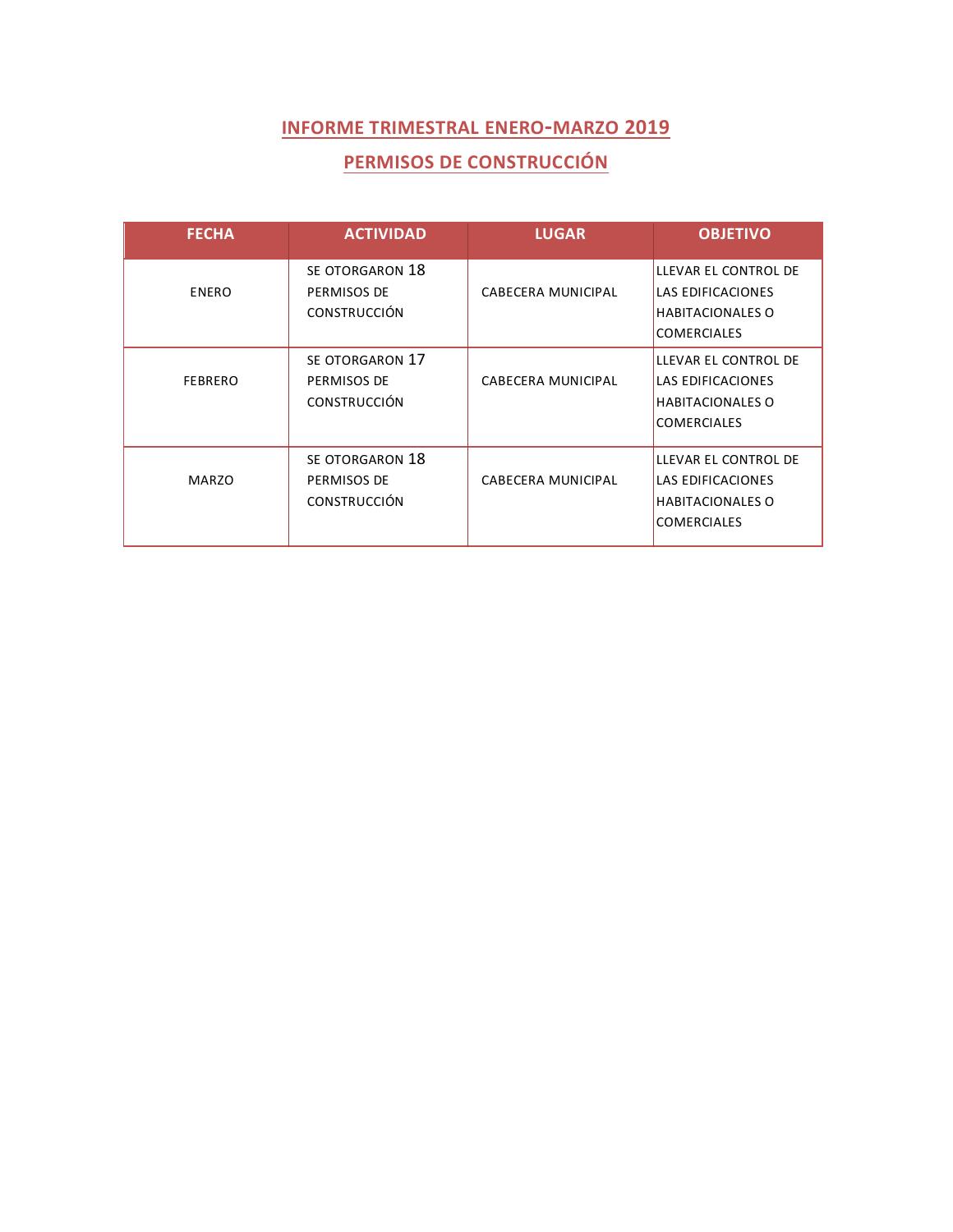## INFORME TRIMESTRAL ENERO-MARZO 2019

## PERMISOS DE CONSTRUCCIÓN

| FECHA | ACTIVIDAD | LUGAR | OBJETIVO |
|---|---|---|---|
| ENERO | SE OTORGARON 18 PERMISOS DE CONSTRUCCIÓN | CABECERA MUNICIPAL | LLEVAR EL CONTROL DE LAS EDIFICACIONES HABITACIONALES O COMERCIALES |
| FEBRERO | SE OTORGARON 17 PERMISOS DE CONSTRUCCIÓN | CABECERA MUNICIPAL | LLEVAR EL CONTROL DE LAS EDIFICACIONES HABITACIONALES O COMERCIALES |
| MARZO | SE OTORGARON 18 PERMISOS DE CONSTRUCCIÓN | CABECERA MUNICIPAL | LLEVAR EL CONTROL DE LAS EDIFICACIONES HABITACIONALES O COMERCIALES |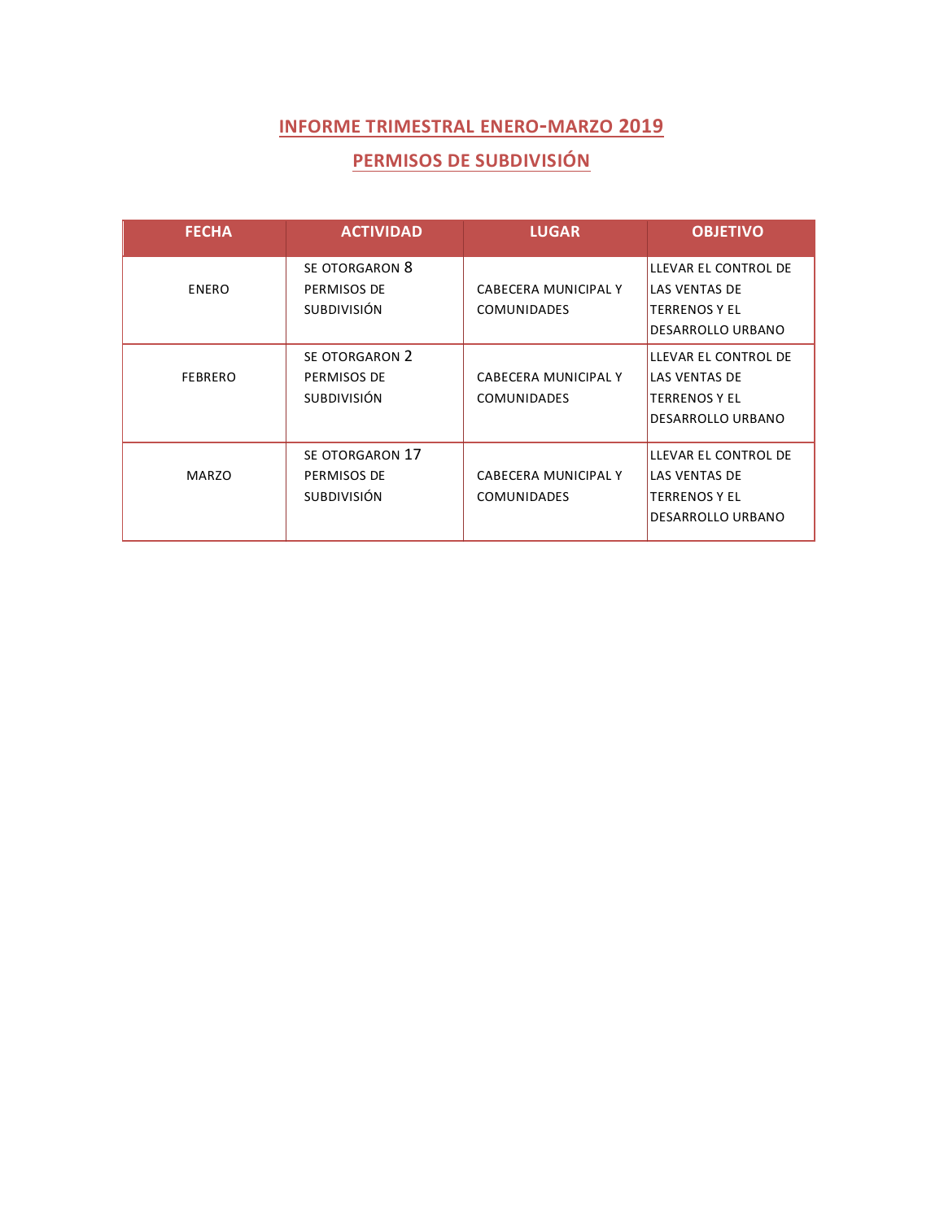## INFORME TRIMESTRAL ENERO-MARZO 2019

## PERMISOS DE SUBDIVISIÓN

| FECHA | ACTIVIDAD | LUGAR | OBJETIVO |
|---|---|---|---|
| ENERO | SE OTORGARON 8 PERMISOS DE SUBDIVISIÓN | CABECERA MUNICIPAL Y COMUNIDADES | LLEVAR EL CONTROL DE LAS VENTAS DE TERRENOS Y EL DESARROLLO URBANO |
| FEBRERO | SE OTORGARON 2 PERMISOS DE SUBDIVISIÓN | CABECERA MUNICIPAL Y COMUNIDADES | LLEVAR EL CONTROL DE LAS VENTAS DE TERRENOS Y EL DESARROLLO URBANO |
| MARZO | SE OTORGARON 17 PERMISOS DE SUBDIVISIÓN | CABECERA MUNICIPAL Y COMUNIDADES | LLEVAR EL CONTROL DE LAS VENTAS DE TERRENOS Y EL DESARROLLO URBANO |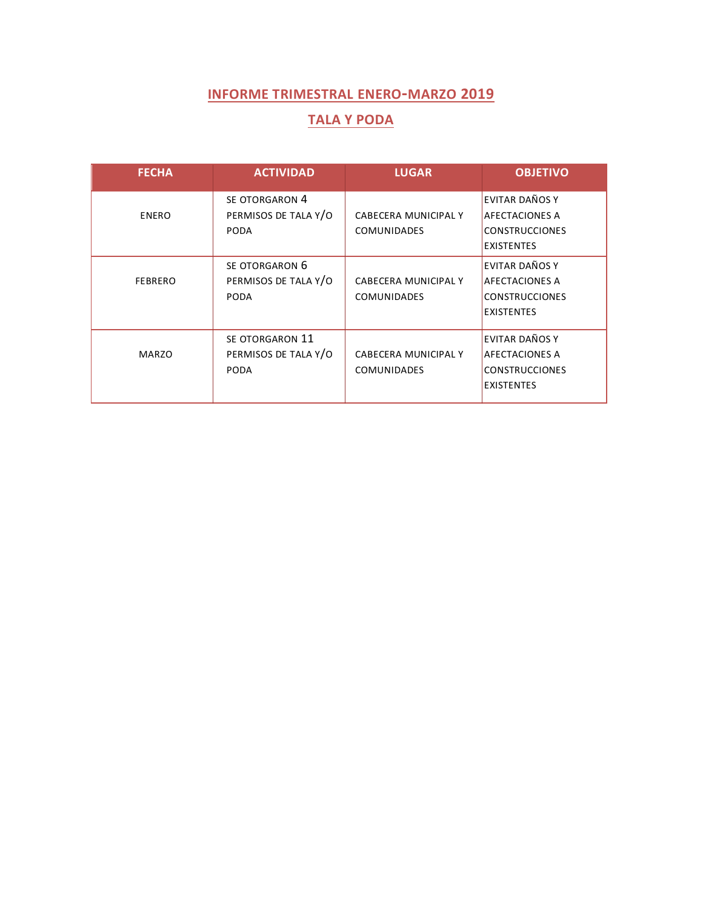## INFORME TRIMESTRAL ENERO-MARZO 2019

## TALA Y PODA

| FECHA | ACTIVIDAD | LUGAR | OBJETIVO |
|---|---|---|---|
| ENERO | SE OTORGARON 4 PERMISOS DE TALA Y/O PODA | CABECERA MUNICIPAL Y COMUNIDADES | EVITAR DAÑOS Y AFECTACIONES A CONSTRUCCIONES EXISTENTES |
| FEBRERO | SE OTORGARON 6 PERMISOS DE TALA Y/O PODA | CABECERA MUNICIPAL Y COMUNIDADES | EVITAR DAÑOS Y AFECTACIONES A CONSTRUCCIONES EXISTENTES |
| MARZO | SE OTORGARON 11 PERMISOS DE TALA Y/O PODA | CABECERA MUNICIPAL Y COMUNIDADES | EVITAR DAÑOS Y AFECTACIONES A CONSTRUCCIONES EXISTENTES |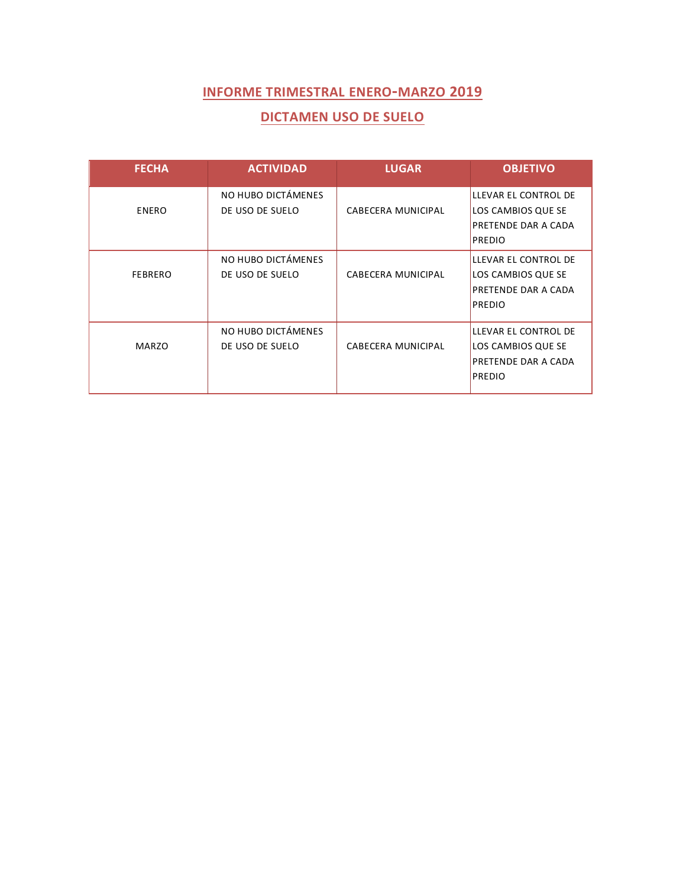## INFORME TRIMESTRAL ENERO-MARZO 2019

## DICTAMEN USO DE SUELO

| FECHA | ACTIVIDAD | LUGAR | OBJETIVO |
| --- | --- | --- | --- |
| ENERO | NO HUBO DICTÁMENES DE USO DE SUELO | CABECERA MUNICIPAL | LLEVAR EL CONTROL DE LOS CAMBIOS QUE SE PRETENDE DAR A CADA PREDIO |
| FEBRERO | NO HUBO DICTÁMENES DE USO DE SUELO | CABECERA MUNICIPAL | LLEVAR EL CONTROL DE LOS CAMBIOS QUE SE PRETENDE DAR A CADA PREDIO |
| MARZO | NO HUBO DICTÁMENES DE USO DE SUELO | CABECERA MUNICIPAL | LLEVAR EL CONTROL DE LOS CAMBIOS QUE SE PRETENDE DAR A CADA PREDIO |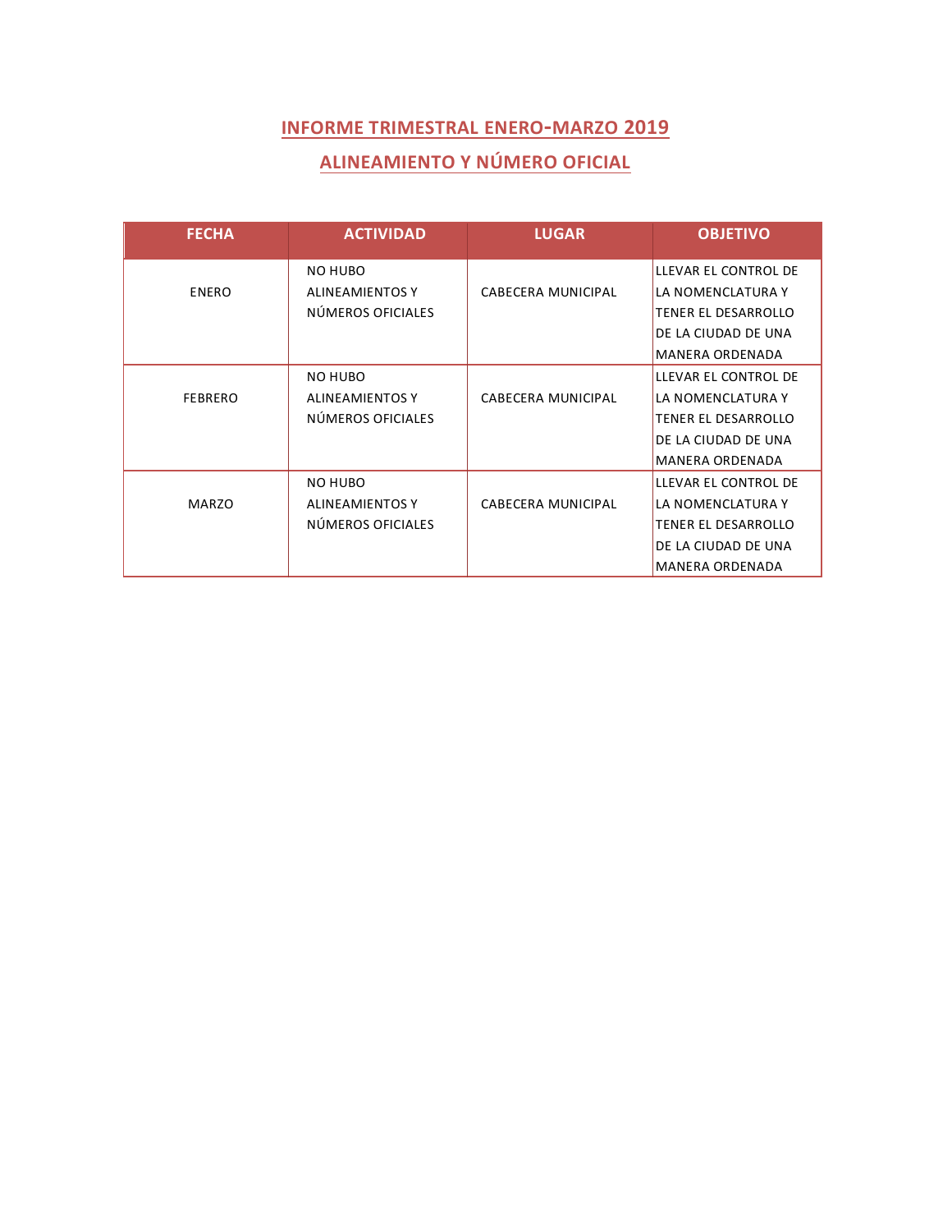## INFORME TRIMESTRAL ENERO-MARZO 2019

## ALINEAMIENTO Y NÚMERO OFICIAL

| FECHA | ACTIVIDAD | LUGAR | OBJETIVO |
|---|---|---|---|
| ENERO | NO HUBO ALINEAMIENTOS Y NÚMEROS OFICIALES | CABECERA MUNICIPAL | LLEVAR EL CONTROL DE LA NOMENCLATURA Y TENER EL DESARROLLO DE LA CIUDAD DE UNA MANERA ORDENADA |
| FEBRERO | NO HUBO ALINEAMIENTOS Y NÚMEROS OFICIALES | CABECERA MUNICIPAL | LLEVAR EL CONTROL DE LA NOMENCLATURA Y TENER EL DESARROLLO DE LA CIUDAD DE UNA MANERA ORDENADA |
| MARZO | NO HUBO ALINEAMIENTOS Y NÚMEROS OFICIALES | CABECERA MUNICIPAL | LLEVAR EL CONTROL DE LA NOMENCLATURA Y TENER EL DESARROLLO DE LA CIUDAD DE UNA MANERA ORDENADA |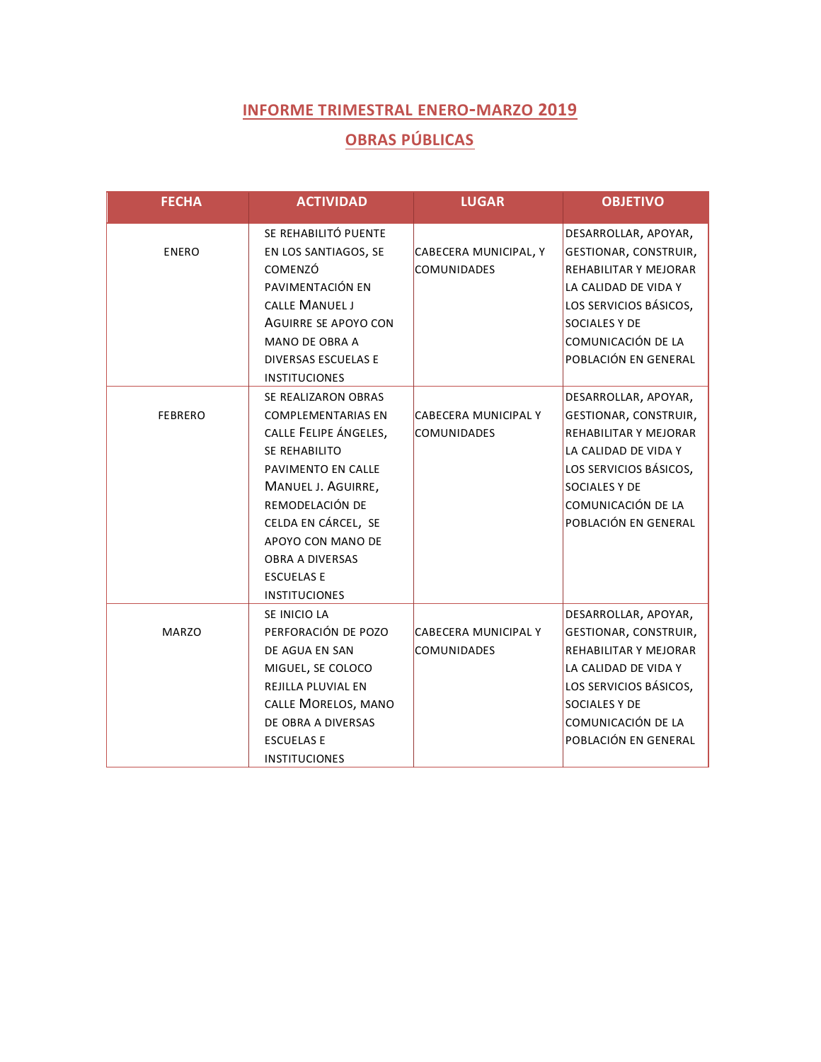## INFORME TRIMESTRAL ENERO-MARZO 2019

## OBRAS PÚBLICAS

| FECHA | ACTIVIDAD | LUGAR | OBJETIVO |
|---|---|---|---|
| ENERO | SE REHABILITÓ PUENTE EN LOS SANTIAGOS, SE COMENZÓ PAVIMENTACIÓN EN CALLE MANUEL J AGUIRRE SE APOYO CON MANO DE OBRA A DIVERSAS ESCUELAS E INSTITUCIONES | CABECERA MUNICIPAL, Y COMUNIDADES | DESARROLLAR, APOYAR, GESTIONAR, CONSTRUIR, REHABILITAR Y MEJORAR LA CALIDAD DE VIDA Y LOS SERVICIOS BÁSICOS, SOCIALES Y DE COMUNICACIÓN DE LA POBLACIÓN EN GENERAL |
| FEBRERO | SE REALIZARON OBRAS COMPLEMENTARIAS EN CALLE FELIPE ÁNGELES, SE REHABILITO PAVIMENTO EN CALLE MANUEL J. AGUIRRE, REMODELACIÓN DE CELDA EN CÁRCEL, SE APOYO CON MANO DE OBRA A DIVERSAS ESCUELAS E INSTITUCIONES | CABECERA MUNICIPAL Y COMUNIDADES | DESARROLLAR, APOYAR, GESTIONAR, CONSTRUIR, REHABILITAR Y MEJORAR LA CALIDAD DE VIDA Y LOS SERVICIOS BÁSICOS, SOCIALES Y DE COMUNICACIÓN DE LA POBLACIÓN EN GENERAL |
| MARZO | SE INICIO LA PERFORACIÓN DE POZO DE AGUA EN SAN MIGUEL, SE COLOCO REJILLA PLUVIAL EN CALLE MORELOS, MANO DE OBRA A DIVERSAS ESCUELAS E INSTITUCIONES | CABECERA MUNICIPAL Y COMUNIDADES | DESARROLLAR, APOYAR, GESTIONAR, CONSTRUIR, REHABILITAR Y MEJORAR LA CALIDAD DE VIDA Y LOS SERVICIOS BÁSICOS, SOCIALES Y DE COMUNICACIÓN DE LA POBLACIÓN EN GENERAL |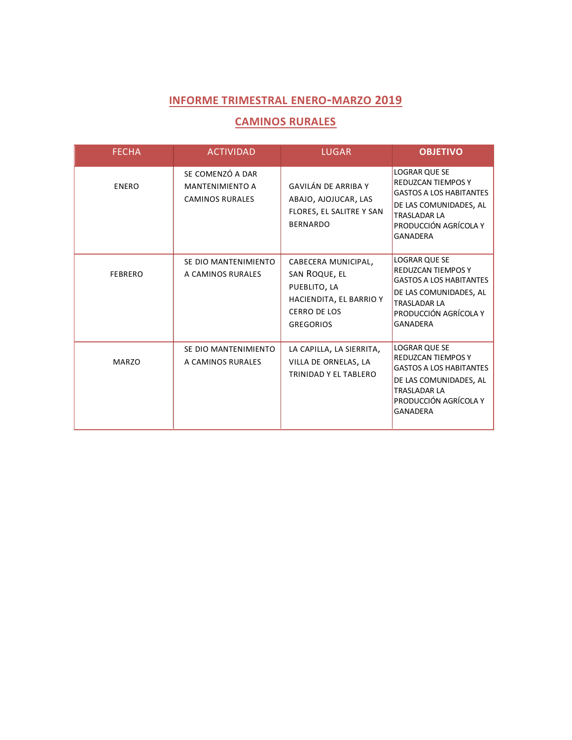## INFORME TRIMESTRAL ENERO-MARZO 2019

## CAMINOS RURALES

| FECHA | ACTIVIDAD | LUGAR | **OBJETIVO** |
|---|---|---|---|
| ENERO | SE COMENZÓ A DAR MANTENIMIENTO A CAMINOS RURALES | GAVILÁN DE ARRIBA Y ABAJO, AJOJUCAR, LAS FLORES, EL SALITRE Y SAN BERNARDO | LOGRAR QUE SE REDUZCAN TIEMPOS Y GASTOS A LOS HABITANTES DE LAS COMUNIDADES, AL TRASLADAR LA PRODUCCIÓN AGRÍCOLA Y GANADERA |
| FEBRERO | SE DIO MANTENIMIENTO A CAMINOS RURALES | CABECERA MUNICIPAL, SAN ROQUE, EL PUEBLITO, LA HACIENDITA, EL BARRIO Y CERRO DE LOS GREGORIOS | LOGRAR QUE SE REDUZCAN TIEMPOS Y GASTOS A LOS HABITANTES DE LAS COMUNIDADES, AL TRASLADAR LA PRODUCCIÓN AGRÍCOLA Y GANADERA |
| MARZO | SE DIO MANTENIMIENTO A CAMINOS RURALES | LA CAPILLA, LA SIERRITA, VILLA DE ORNELAS, LA TRINIDAD Y EL TABLERO | LOGRAR QUE SE REDUZCAN TIEMPOS Y GASTOS A LOS HABITANTES DE LAS COMUNIDADES, AL TRASLADAR LA PRODUCCIÓN AGRÍCOLA Y GANADERA |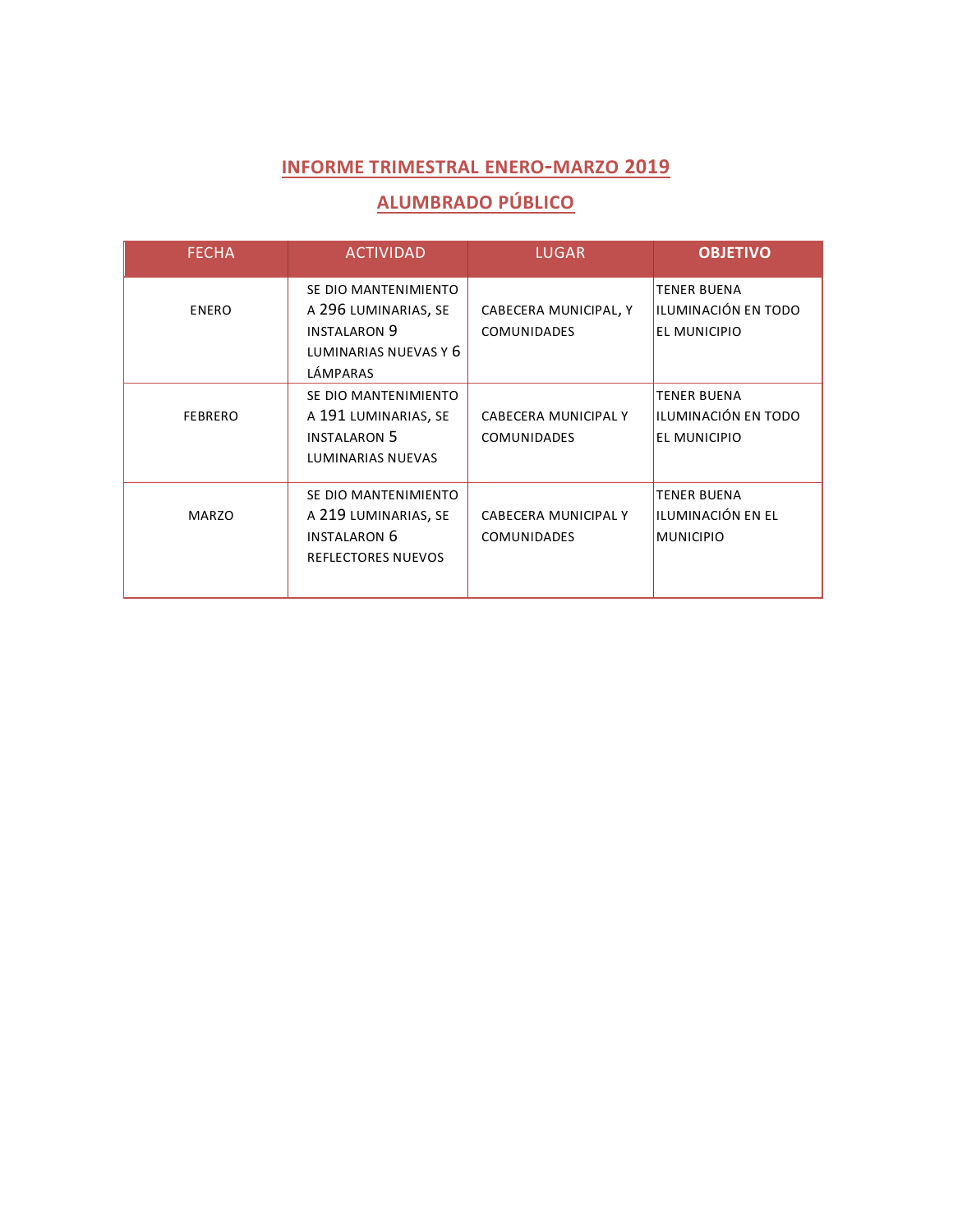## INFORME TRIMESTRAL ENERO-MARZO 2019

## ALUMBRADO PÚBLICO

| FECHA | ACTIVIDAD | LUGAR | **OBJETIVO** |
|---|---|---|---|
| ENERO | SE DIO MANTENIMIENTO A 296 LUMINARIAS, SE INSTALARON 9 LUMINARIAS NUEVAS Y 6 LÁMPARAS | CABECERA MUNICIPAL, Y COMUNIDADES | TENER BUENA ILUMINACIÓN EN TODO EL MUNICIPIO |
| FEBRERO | SE DIO MANTENIMIENTO A 191 LUMINARIAS, SE INSTALARON 5 LUMINARIAS NUEVAS | CABECERA MUNICIPAL Y COMUNIDADES | TENER BUENA ILUMINACIÓN EN TODO EL MUNICIPIO |
| MARZO | SE DIO MANTENIMIENTO A 219 LUMINARIAS, SE INSTALARON 6 REFLECTORES NUEVOS | CABECERA MUNICIPAL Y COMUNIDADES | TENER BUENA ILUMINACIÓN EN EL MUNICIPIO |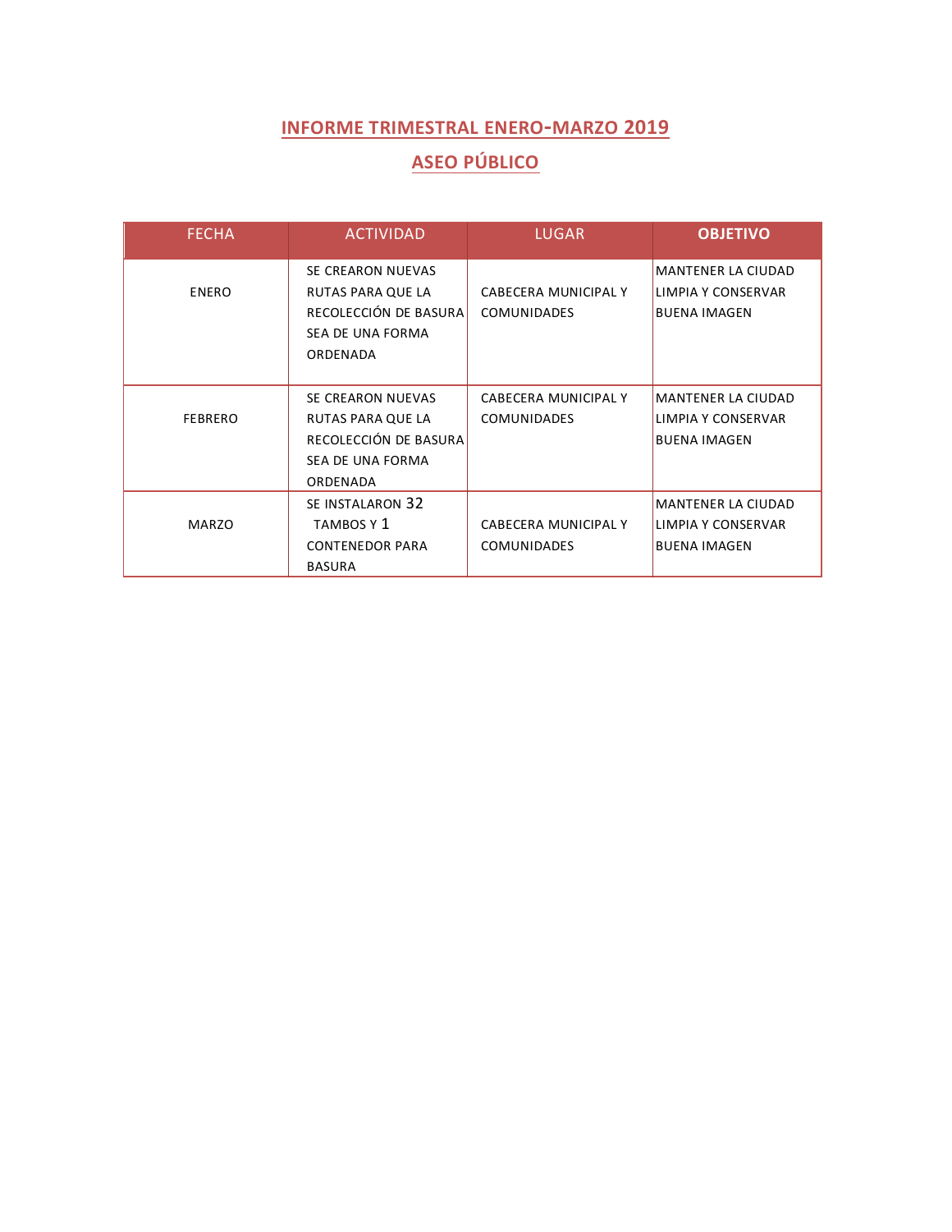## INFORME TRIMESTRAL ENERO-MARZO 2019

## ASEO PÚBLICO

| FECHA | ACTIVIDAD | LUGAR | **OBJETIVO** |
|---|---|---|---|
| ENERO | SE CREARON NUEVAS RUTAS PARA QUE LA RECOLECCIÓN DE BASURA SEA DE UNA FORMA ORDENADA | CABECERA MUNICIPAL Y COMUNIDADES | MANTENER LA CIUDAD LIMPIA Y CONSERVAR BUENA IMAGEN |
| FEBRERO | SE CREARON NUEVAS RUTAS PARA QUE LA RECOLECCIÓN DE BASURA SEA DE UNA FORMA ORDENADA | CABECERA MUNICIPAL Y COMUNIDADES | MANTENER LA CIUDAD LIMPIA Y CONSERVAR BUENA IMAGEN |
| MARZO | SE INSTALARON 32 TAMBOS Y 1 CONTENEDOR PARA BASURA | CABECERA MUNICIPAL Y COMUNIDADES | MANTENER LA CIUDAD LIMPIA Y CONSERVAR BUENA IMAGEN |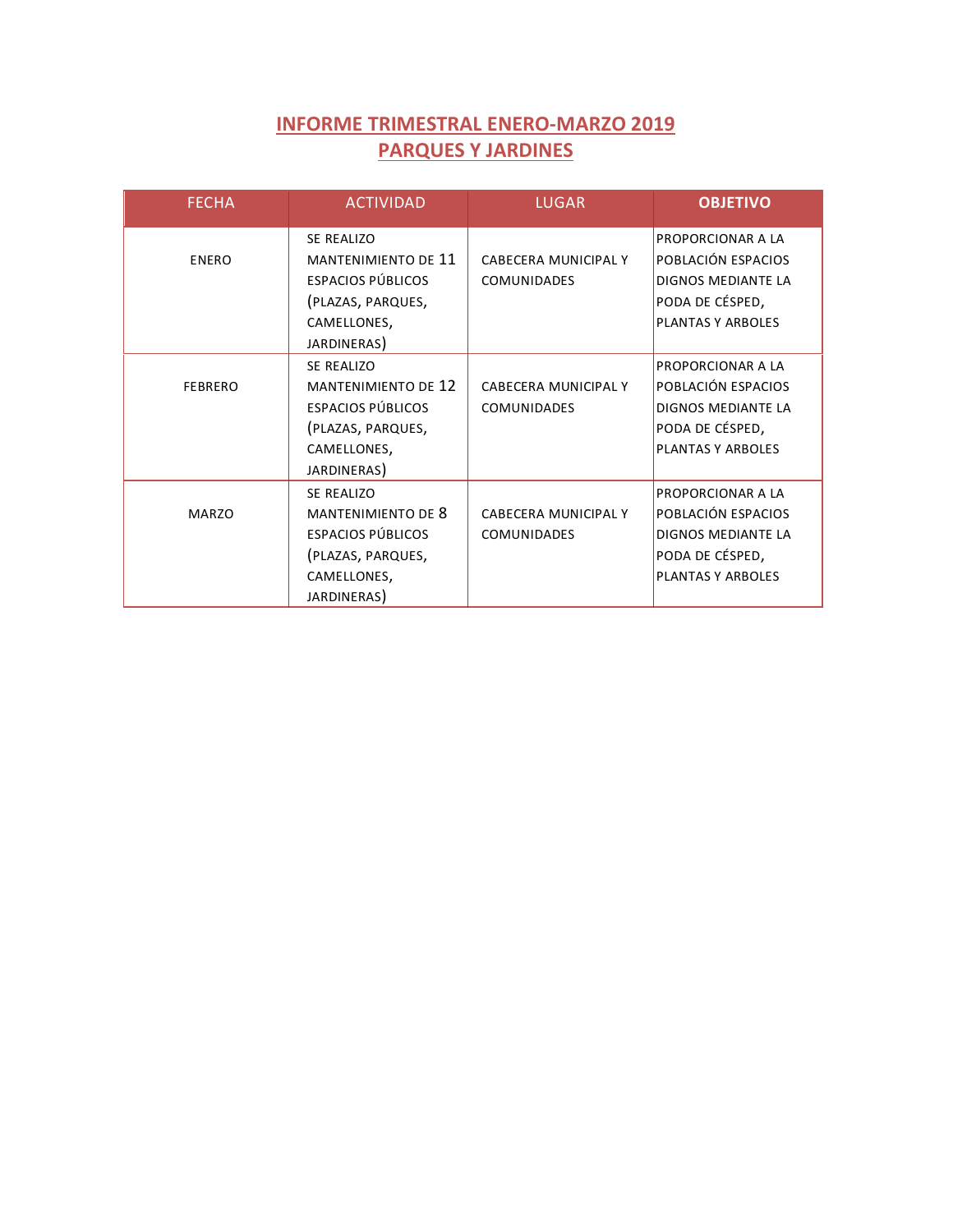# INFORME TRIMESTRAL ENERO-MARZO 2019
# PARQUES Y JARDINES

| FECHA | ACTIVIDAD | LUGAR | **OBJETIVO** |
|---|---|---|---|
| ENERO | SE REALIZO MANTENIMIENTO DE 11 ESPACIOS PÚBLICOS (PLAZAS, PARQUES, CAMELLONES, JARDINERAS) | CABECERA MUNICIPAL Y COMUNIDADES | PROPORCIONAR A LA POBLACIÓN ESPACIOS DIGNOS MEDIANTE LA PODA DE CÉSPED, PLANTAS Y ARBOLES |
| FEBRERO | SE REALIZO MANTENIMIENTO DE 12 ESPACIOS PÚBLICOS (PLAZAS, PARQUES, CAMELLONES, JARDINERAS) | CABECERA MUNICIPAL Y COMUNIDADES | PROPORCIONAR A LA POBLACIÓN ESPACIOS DIGNOS MEDIANTE LA PODA DE CÉSPED, PLANTAS Y ARBOLES |
| MARZO | SE REALIZO MANTENIMIENTO DE 8 ESPACIOS PÚBLICOS (PLAZAS, PARQUES, CAMELLONES, JARDINERAS) | CABECERA MUNICIPAL Y COMUNIDADES | PROPORCIONAR A LA POBLACIÓN ESPACIOS DIGNOS MEDIANTE LA PODA DE CÉSPED, PLANTAS Y ARBOLES |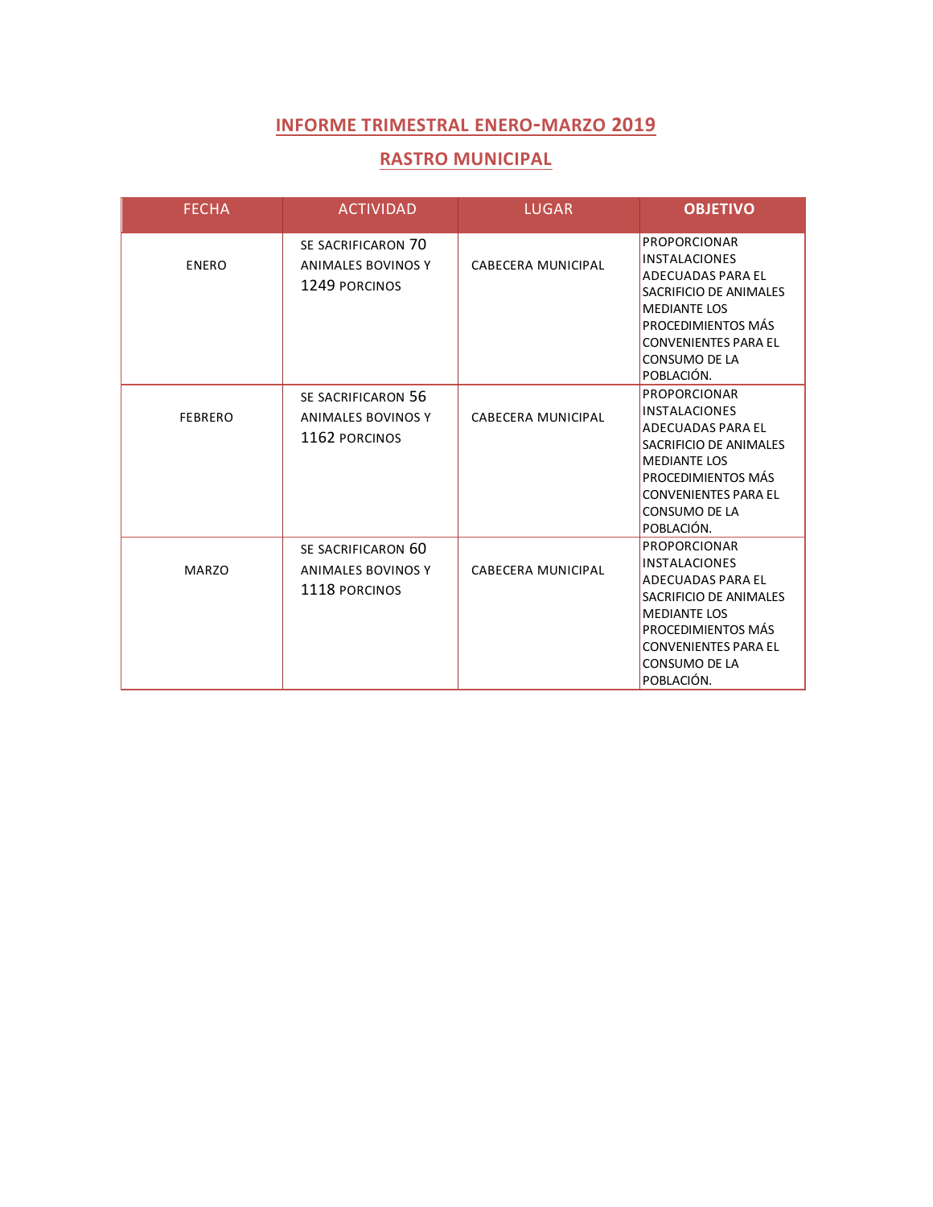## INFORME TRIMESTRAL ENERO-MARZO 2019

## RASTRO MUNICIPAL

| FECHA | ACTIVIDAD | LUGAR | **OBJETIVO** |
|---|---|---|---|
| ENERO | SE SACRIFICARON 70 ANIMALES BOVINOS Y 1249 PORCINOS | CABECERA MUNICIPAL | PROPORCIONAR INSTALACIONES ADECUADAS PARA EL SACRIFICIO DE ANIMALES MEDIANTE LOS PROCEDIMIENTOS MÁS CONVENIENTES PARA EL CONSUMO DE LA POBLACIÓN. |
| FEBRERO | SE SACRIFICARON 56 ANIMALES BOVINOS Y 1162 PORCINOS | CABECERA MUNICIPAL | PROPORCIONAR INSTALACIONES ADECUADAS PARA EL SACRIFICIO DE ANIMALES MEDIANTE LOS PROCEDIMIENTOS MÁS CONVENIENTES PARA EL CONSUMO DE LA POBLACIÓN. |
| MARZO | SE SACRIFICARON 60 ANIMALES BOVINOS Y 1118 PORCINOS | CABECERA MUNICIPAL | PROPORCIONAR INSTALACIONES ADECUADAS PARA EL SACRIFICIO DE ANIMALES MEDIANTE LOS PROCEDIMIENTOS MÁS CONVENIENTES PARA EL CONSUMO DE LA POBLACIÓN. |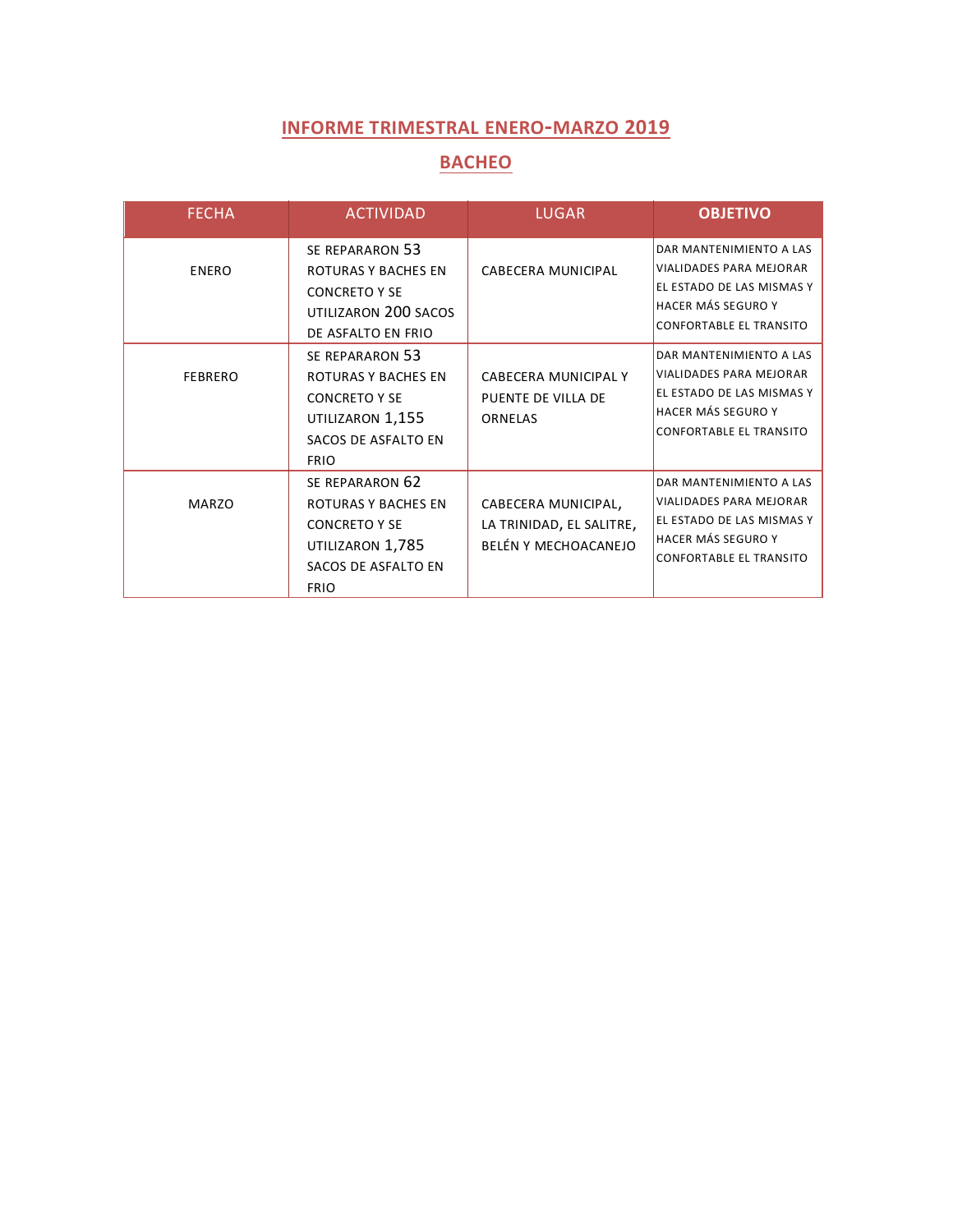## INFORME TRIMESTRAL ENERO-MARZO 2019

## BACHEO

| FECHA | ACTIVIDAD | LUGAR | **OBJETIVO** |
|---|---|---|---|
| ENERO | SE REPARARON 53 ROTURAS Y BACHES EN CONCRETO Y SE UTILIZARON 200 SACOS DE ASFALTO EN FRIO | CABECERA MUNICIPAL | DAR MANTENIMIENTO A LAS VIALIDADES PARA MEJORAR EL ESTADO DE LAS MISMAS Y HACER MÁS SEGURO Y CONFORTABLE EL TRANSITO |
| FEBRERO | SE REPARARON 53 ROTURAS Y BACHES EN CONCRETO Y SE UTILIZARON 1,155 SACOS DE ASFALTO EN FRIO | CABECERA MUNICIPAL Y PUENTE DE VILLA DE ORNELAS | DAR MANTENIMIENTO A LAS VIALIDADES PARA MEJORAR EL ESTADO DE LAS MISMAS Y HACER MÁS SEGURO Y CONFORTABLE EL TRANSITO |
| MARZO | SE REPARARON 62 ROTURAS Y BACHES EN CONCRETO Y SE UTILIZARON 1,785 SACOS DE ASFALTO EN FRIO | CABECERA MUNICIPAL, LA TRINIDAD, EL SALITRE, BELÉN Y MECHOACANEJO | DAR MANTENIMIENTO A LAS VIALIDADES PARA MEJORAR EL ESTADO DE LAS MISMAS Y HACER MÁS SEGURO Y CONFORTABLE EL TRANSITO |